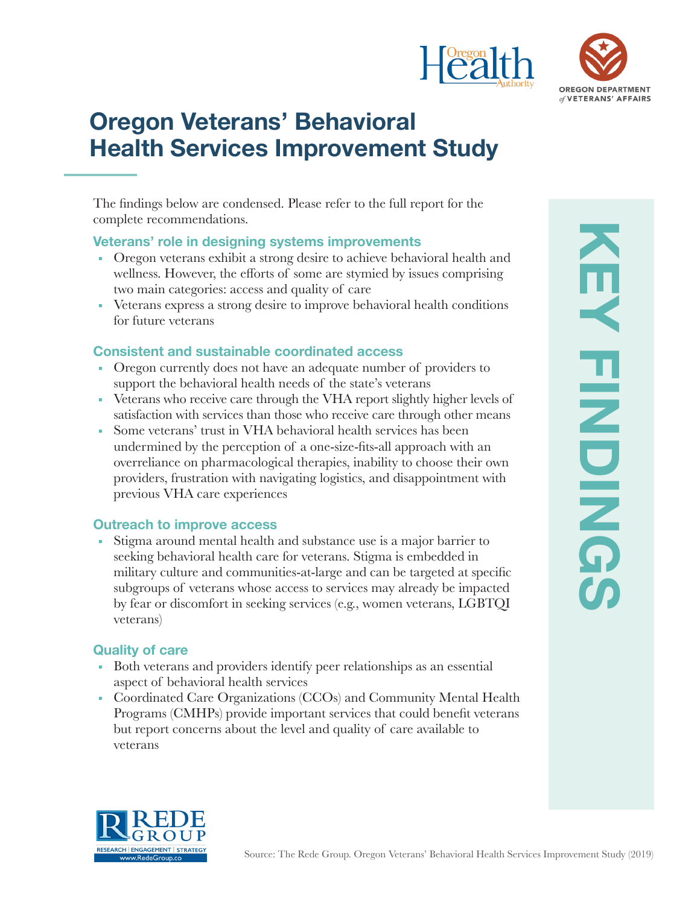# Oregon Veterans' Behavioral Health Services Improvement Study

## KEY FINDINGS

The findings below are condensed. Please refer to the full report for the complete recommendations.

### Veterans' role in designing systems improvements

- Oregon veterans exhibit a strong desire to achieve behavioral health and wellness. However, the efforts of some are stymied by issues comprising two main categories: access and quality of care
- Veterans express a strong desire to improve behavioral health conditions for future veterans

### Consistent and sustainable coordinated access

- Oregon currently does not have an adequate number of providers to support the behavioral health needs of the state's veterans
- Veterans who receive care through the VHA report slightly higher levels of satisfaction with services than those who receive care through other means
- Some veterans' trust in VHA behavioral health services has been undermined by the perception of a one-size-fits-all approach with an overreliance on pharmacological therapies, inability to choose their own providers, frustration with navigating logistics, and disappointment with previous VHA care experiences

### Outreach to improve access

- Stigma around mental health and substance use is a major barrier to seeking behavioral health care for veterans. Stigma is embedded in military culture and communities-at-large and can be targeted at specific subgroups of veterans whose access to services may already be impacted by fear or discomfort in seeking services (e.g., women veterans, LGBTQI veterans)

### Quality of care

- Both veterans and providers identify peer relationships as an essential aspect of behavioral health services
- Coordinated Care Organizations (CCOs) and Community Mental Health Programs (CMHPs) provide important services that could benefit veterans but report concerns about the level and quality of care available to veterans

Source: The Rede Group. Oregon Veterans' Behavioral Health Services Improvement Study (2019)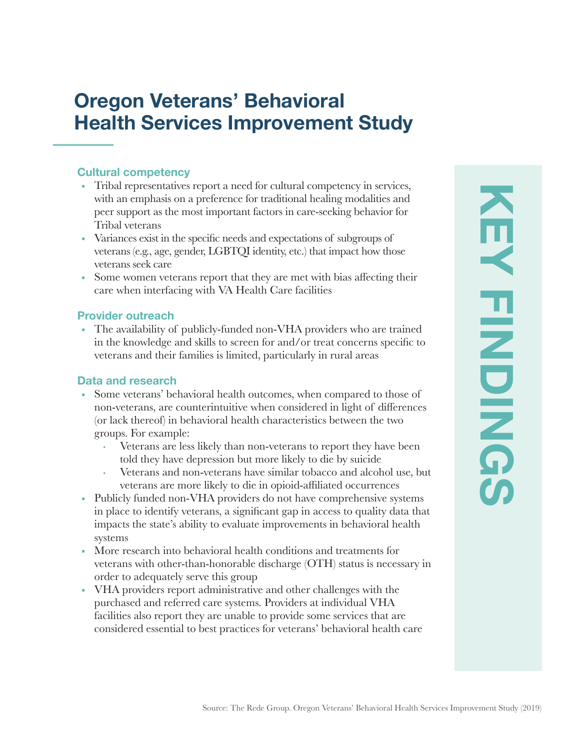# Oregon Veterans' Behavioral Health Services Improvement Study

## KEY FINDINGS

### Cultural competency

- Tribal representatives report a need for cultural competency in services, with an emphasis on a preference for traditional healing modalities and peer support as the most important factors in care-seeking behavior for Tribal veterans
- Variances exist in the specific needs and expectations of subgroups of veterans (e.g., age, gender, LGBTQI identity, etc.) that impact how those veterans seek care
- Some women veterans report that they are met with bias affecting their care when interfacing with VA Health Care facilities

### Provider outreach

- The availability of publicly-funded non-VHA providers who are trained in the knowledge and skills to screen for and/or treat concerns specific to veterans and their families is limited, particularly in rural areas

### Data and research

- Some veterans' behavioral health outcomes, when compared to those of non-veterans, are counterintuitive when considered in light of differences (or lack thereof) in behavioral health characteristics between the two groups. For example:
  - Veterans are less likely than non-veterans to report they have been told they have depression but more likely to die by suicide
  - Veterans and non-veterans have similar tobacco and alcohol use, but veterans are more likely to die in opioid-affiliated occurrences
- Publicly funded non-VHA providers do not have comprehensive systems in place to identify veterans, a significant gap in access to quality data that impacts the state's ability to evaluate improvements in behavioral health systems
- More research into behavioral health conditions and treatments for veterans with other-than-honorable discharge (OTH) status is necessary in order to adequately serve this group
- VHA providers report administrative and other challenges with the purchased and referred care systems. Providers at individual VHA facilities also report they are unable to provide some services that are considered essential to best practices for veterans' behavioral health care

Source: The Rede Group. Oregon Veterans' Behavioral Health Services Improvement Study (2019)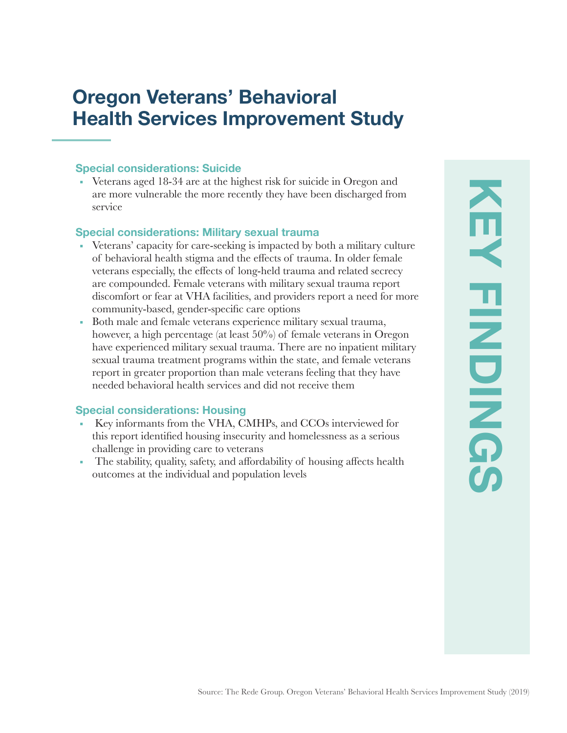# Oregon Veterans' Behavioral Health Services Improvement Study

KEY FINDINGS

### Special considerations: Suicide

- Veterans aged 18-34 are at the highest risk for suicide in Oregon and are more vulnerable the more recently they have been discharged from service

### Special considerations: Military sexual trauma

- Veterans' capacity for care-seeking is impacted by both a military culture of behavioral health stigma and the effects of trauma. In older female veterans especially, the effects of long-held trauma and related secrecy are compounded. Female veterans with military sexual trauma report discomfort or fear at VHA facilities, and providers report a need for more community-based, gender-specific care options
- Both male and female veterans experience military sexual trauma, however, a high percentage (at least 50%) of female veterans in Oregon have experienced military sexual trauma. There are no inpatient military sexual trauma treatment programs within the state, and female veterans report in greater proportion than male veterans feeling that they have needed behavioral health services and did not receive them

### Special considerations: Housing

- Key informants from the VHA, CMHPs, and CCOs interviewed for this report identified housing insecurity and homelessness as a serious challenge in providing care to veterans
- The stability, quality, safety, and affordability of housing affects health outcomes at the individual and population levels

Source: The Rede Group. Oregon Veterans' Behavioral Health Services Improvement Study (2019)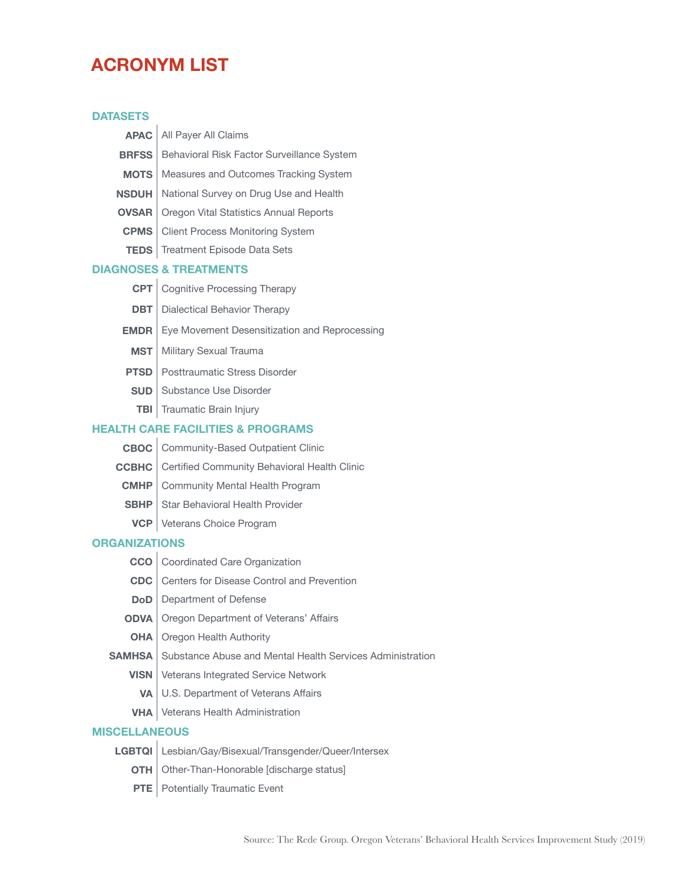# ACRONYM LIST

## DATASETS

| | |
|---|---|
| **APAC** | All Payer All Claims |
| **BRFSS** | Behavioral Risk Factor Surveillance System |
| **MOTS** | Measures and Outcomes Tracking System |
| **NSDUH** | National Survey on Drug Use and Health |
| **OVSAR** | Oregon Vital Statistics Annual Reports |
| **CPMS** | Client Process Monitoring System |
| **TEDS** | Treatment Episode Data Sets |

## DIAGNOSES & TREATMENTS

| | |
|---|---|
| **CPT** | Cognitive Processing Therapy |
| **DBT** | Dialectical Behavior Therapy |
| **EMDR** | Eye Movement Desensitization and Reprocessing |
| **MST** | Military Sexual Trauma |
| **PTSD** | Posttraumatic Stress Disorder |
| **SUD** | Substance Use Disorder |
| **TBI** | Traumatic Brain Injury |

## HEALTH CARE FACILITIES & PROGRAMS

| | |
|---|---|
| **CBOC** | Community-Based Outpatient Clinic |
| **CCBHC** | Certified Community Behavioral Health Clinic |
| **CMHP** | Community Mental Health Program |
| **SBHP** | Star Behavioral Health Provider |
| **VCP** | Veterans Choice Program |

## ORGANIZATIONS

| | |
|---|---|
| **CCO** | Coordinated Care Organization |
| **CDC** | Centers for Disease Control and Prevention |
| **DoD** | Department of Defense |
| **ODVA** | Oregon Department of Veterans' Affairs |
| **OHA** | Oregon Health Authority |
| **SAMHSA** | Substance Abuse and Mental Health Services Administration |
| **VISN** | Veterans Integrated Service Network |
| **VA** | U.S. Department of Veterans Affairs |
| **VHA** | Veterans Health Administration |

## MISCELLANEOUS

| | |
|---|---|
| **LGBTQI** | Lesbian/Gay/Bisexual/Transgender/Queer/Intersex |
| **OTH** | Other-Than-Honorable [discharge status] |
| **PTE** | Potentially Traumatic Event |

Source: The Rede Group. Oregon Veterans' Behavioral Health Services Improvement Study (2019)